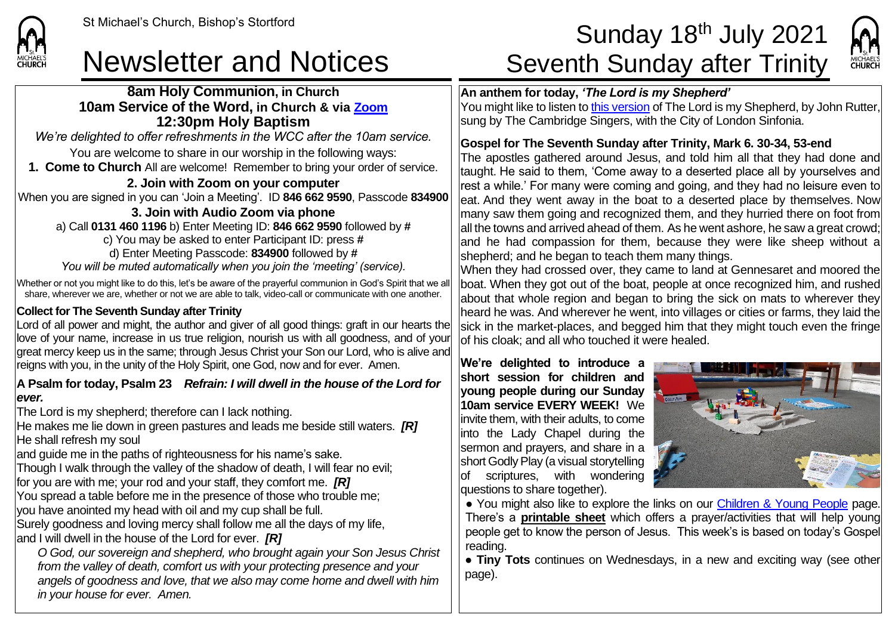St Michael's Church, Bishop's Stortford

# Newsletter and Notices

# Sunday 18th July 2021 Seventh Sunday after Trinity

## 8am Holy Communion, in Church
## 10am Service of the Word, in Church & via Zoom
## 12:30pm Holy Baptism

*We're delighted to offer refreshments in the WCC after the 10am service.*

You are welcome to share in our worship in the following ways:

**1. Come to Church** All are welcome! Remember to bring your order of service.

**2. Join with Zoom on your computer**

When you are signed in you can 'Join a Meeting'. ID **846 662 9590**, Passcode **834900**

**3. Join with Audio Zoom via phone**

a) Call **0131 460 1196** b) Enter Meeting ID: **846 662 9590** followed by **#**

c) You may be asked to enter Participant ID: press **#**

d) Enter Meeting Passcode: **834900** followed by **#**

*You will be muted automatically when you join the 'meeting' (service).*

Whether or not you might like to do this, let's be aware of the prayerful communion in God's Spirit that we all share, wherever we are, whether or not we are able to talk, video-call or communicate with one another.

**Collect for The Seventh Sunday after Trinity**

Lord of all power and might, the author and giver of all good things: graft in our hearts the love of your name, increase in us true religion, nourish us with all goodness, and of your great mercy keep us in the same; through Jesus Christ your Son our Lord, who is alive and reigns with you, in the unity of the Holy Spirit, one God, now and for ever. Amen.

**A Psalm for today, Psalm 23** ***Refrain: I will dwell in the house of the Lord for ever.***

The Lord is my shepherd; therefore can I lack nothing.
He makes me lie down in green pastures and leads me beside still waters. ***[R]***
He shall refresh my soul
and guide me in the paths of righteousness for his name's sake.
Though I walk through the valley of the shadow of death, I will fear no evil;
for you are with me; your rod and your staff, they comfort me. ***[R]***
You spread a table before me in the presence of those who trouble me;
you have anointed my head with oil and my cup shall be full.
Surely goodness and loving mercy shall follow me all the days of my life,
and I will dwell in the house of the Lord for ever. ***[R]***

*O God, our sovereign and shepherd, who brought again your Son Jesus Christ from the valley of death, comfort us with your protecting presence and your angels of goodness and love, that we also may come home and dwell with him in your house for ever. Amen.*

**An anthem for today, *'The Lord is my Shepherd'***

You might like to listen to this version of The Lord is my Shepherd, by John Rutter, sung by The Cambridge Singers, with the City of London Sinfonia.

**Gospel for The Seventh Sunday after Trinity, Mark 6. 30-34, 53-end**

The apostles gathered around Jesus, and told him all that they had done and taught. He said to them, 'Come away to a deserted place all by yourselves and rest a while.' For many were coming and going, and they had no leisure even to eat. And they went away in the boat to a deserted place by themselves. Now many saw them going and recognized them, and they hurried there on foot from all the towns and arrived ahead of them. As he went ashore, he saw a great crowd; and he had compassion for them, because they were like sheep without a shepherd; and he began to teach them many things.

When they had crossed over, they came to land at Gennesaret and moored the boat. When they got out of the boat, people at once recognized him, and rushed about that whole region and began to bring the sick on mats to wherever they heard he was. And wherever he went, into villages or cities or farms, they laid the sick in the market-places, and begged him that they might touch even the fringe of his cloak; and all who touched it were healed.

**We're delighted to introduce a short session for children and young people during our Sunday 10am service EVERY WEEK!** We invite them, with their adults, to come into the Lady Chapel during the sermon and prayers, and share in a short Godly Play (a visual storytelling of scriptures, with wondering questions to share together).

- You might also like to explore the links on our Children & Young People page. There's a **printable sheet** which offers a prayer/activities that will help young people get to know the person of Jesus. This week's is based on today's Gospel reading.
- **Tiny Tots** continues on Wednesdays, in a new and exciting way (see other page).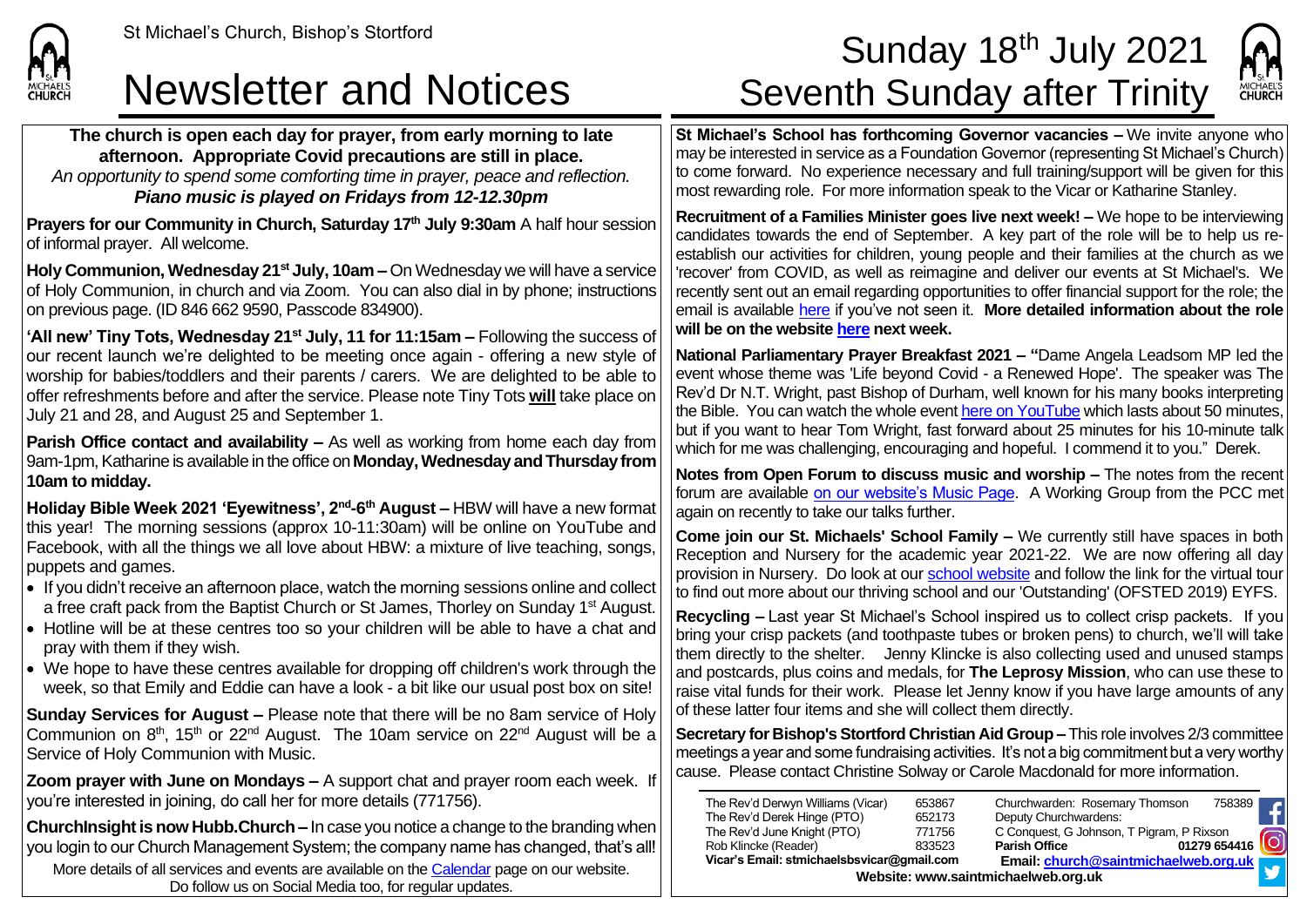St Michael's Church, Bishop's Stortford

# Newsletter and Notices

# Sunday 18th July 2021 Seventh Sunday after Trinity

**The church is open each day for prayer, from early morning to late afternoon. Appropriate Covid precautions are still in place.**
*An opportunity to spend some comforting time in prayer, peace and reflection.*
***Piano music is played on Fridays from 12-12.30pm***

**Prayers for our Community in Church, Saturday 17th July 9:30am** A half hour session of informal prayer. All welcome.

**Holy Communion, Wednesday 21st July, 10am –** On Wednesday we will have a service of Holy Communion, in church and via Zoom. You can also dial in by phone; instructions on previous page. (ID 846 662 9590, Passcode 834900).

**'All new' Tiny Tots, Wednesday 21st July, 11 for 11:15am –** Following the success of our recent launch we're delighted to be meeting once again - offering a new style of worship for babies/toddlers and their parents / carers. We are delighted to be able to offer refreshments before and after the service. Please note Tiny Tots **will** take place on July 21 and 28, and August 25 and September 1.

**Parish Office contact and availability –** As well as working from home each day from 9am-1pm, Katharine is available in the office on **Monday, Wednesday and Thursday from 10am to midday.**

**Holiday Bible Week 2021 'Eyewitness', 2nd-6th August –** HBW will have a new format this year! The morning sessions (approx 10-11:30am) will be online on YouTube and Facebook, with all the things we all love about HBW: a mixture of live teaching, songs, puppets and games.

- If you didn't receive an afternoon place, watch the morning sessions online and collect a free craft pack from the Baptist Church or St James, Thorley on Sunday 1st August.
- Hotline will be at these centres too so your children will be able to have a chat and pray with them if they wish.
- We hope to have these centres available for dropping off children's work through the week, so that Emily and Eddie can have a look - a bit like our usual post box on site!

**Sunday Services for August –** Please note that there will be no 8am service of Holy Communion on 8th, 15th or 22nd August. The 10am service on 22nd August will be a Service of Holy Communion with Music.

**Zoom prayer with June on Mondays –** A support chat and prayer room each week. If you're interested in joining, do call her for more details (771756).

**ChurchInsight is now Hubb.Church –** In case you notice a change to the branding when you login to our Church Management System; the company name has changed, that's all!

More details of all services and events are available on the Calendar page on our website. Do follow us on Social Media too, for regular updates.

**St Michael's School has forthcoming Governor vacancies –** We invite anyone who may be interested in service as a Foundation Governor (representing St Michael's Church) to come forward. No experience necessary and full training/support will be given for this most rewarding role. For more information speak to the Vicar or Katharine Stanley.

**Recruitment of a Families Minister goes live next week! –** We hope to be interviewing candidates towards the end of September. A key part of the role will be to help us re-establish our activities for children, young people and their families at the church as we 'recover' from COVID, as well as reimagine and deliver our events at St Michael's. We recently sent out an email regarding opportunities to offer financial support for the role; the email is available here if you've not seen it. **More detailed information about the role will be on the website here next week.**

**National Parliamentary Prayer Breakfast 2021 – "**Dame Angela Leadsom MP led the event whose theme was 'Life beyond Covid - a Renewed Hope'. The speaker was The Rev'd Dr N.T. Wright, past Bishop of Durham, well known for his many books interpreting the Bible. You can watch the whole event here on YouTube which lasts about 50 minutes, but if you want to hear Tom Wright, fast forward about 25 minutes for his 10-minute talk which for me was challenging, encouraging and hopeful. I commend it to you." Derek.

**Notes from Open Forum to discuss music and worship –** The notes from the recent forum are available on our website's Music Page. A Working Group from the PCC met again on recently to take our talks further.

**Come join our St. Michaels' School Family –** We currently still have spaces in both Reception and Nursery for the academic year 2021-22. We are now offering all day provision in Nursery. Do look at our school website and follow the link for the virtual tour to find out more about our thriving school and our 'Outstanding' (OFSTED 2019) EYFS.

**Recycling –** Last year St Michael's School inspired us to collect crisp packets. If you bring your crisp packets (and toothpaste tubes or broken pens) to church, we'll will take them directly to the shelter. Jenny Klincke is also collecting used and unused stamps and postcards, plus coins and medals, for **The Leprosy Mission**, who can use these to raise vital funds for their work. Please let Jenny know if you have large amounts of any of these latter four items and she will collect them directly.

**Secretary for Bishop's Stortford Christian Aid Group –** This role involves 2/3 committee meetings a year and some fundraising activities. It's not a big commitment but a very worthy cause. Please contact Christine Solway or Carole Macdonald for more information.

| | | | |
|---|---|---|---|
| The Rev'd Derwyn Williams (Vicar) | 653867 | Churchwarden: Rosemary Thomson | 758389 |
| The Rev'd Derek Hinge (PTO) | 652173 | Deputy Churchwardens: | |
| The Rev'd June Knight (PTO) | 771756 | C Conquest, G Johnson, T Pigram, P Rixson | |
| Rob Klincke (Reader) | 833523 | **Parish Office** | **01279 654416** |
| **Vicar's Email: stmichaelsbsvicar@gmail.com** | | **Email: church@saintmichaelweb.org.uk** | |

**Website: www.saintmichaelweb.org.uk**